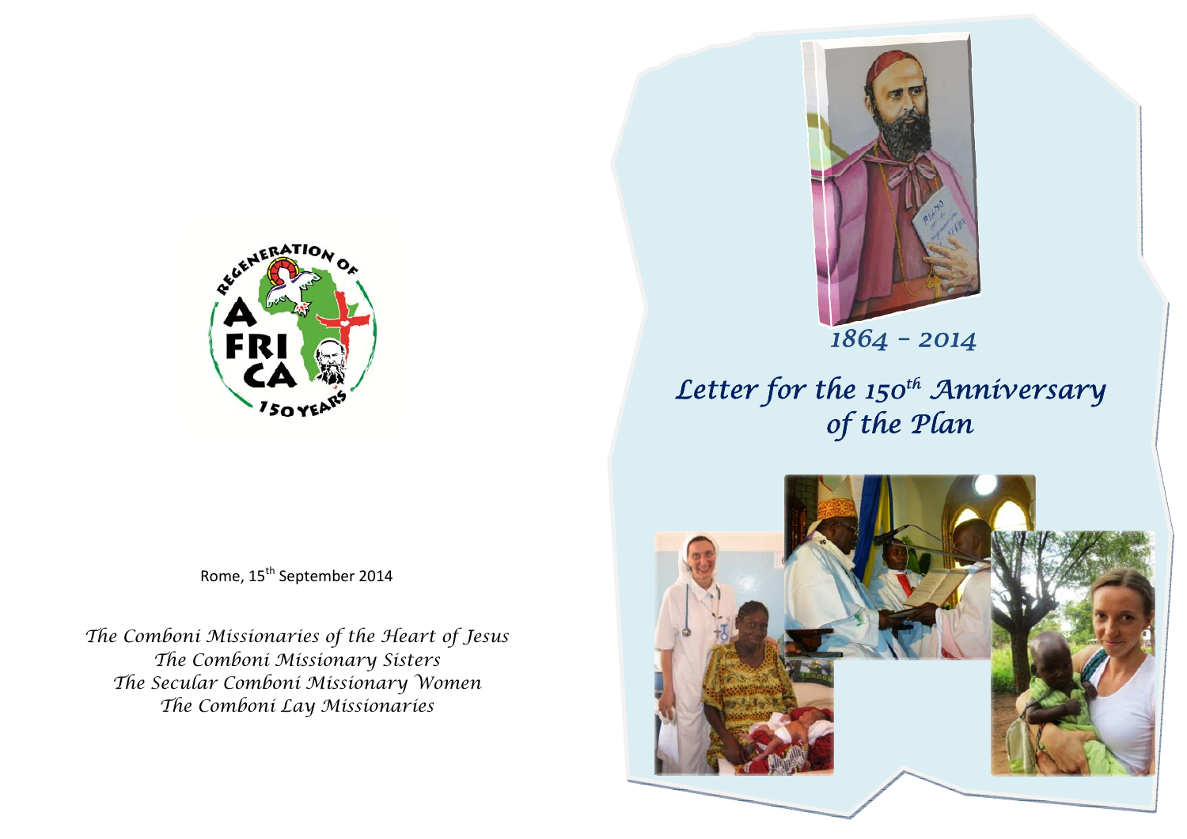# 1864 – 2014

# *Letter for the 150th Anniversary of the Plan*

Rome, 15th September 2014

*The Comboni Missionaries of the Heart of Jesus*
*The Comboni Missionary Sisters*
*The Secular Comboni Missionary Women*
*The Comboni Lay Missionaries*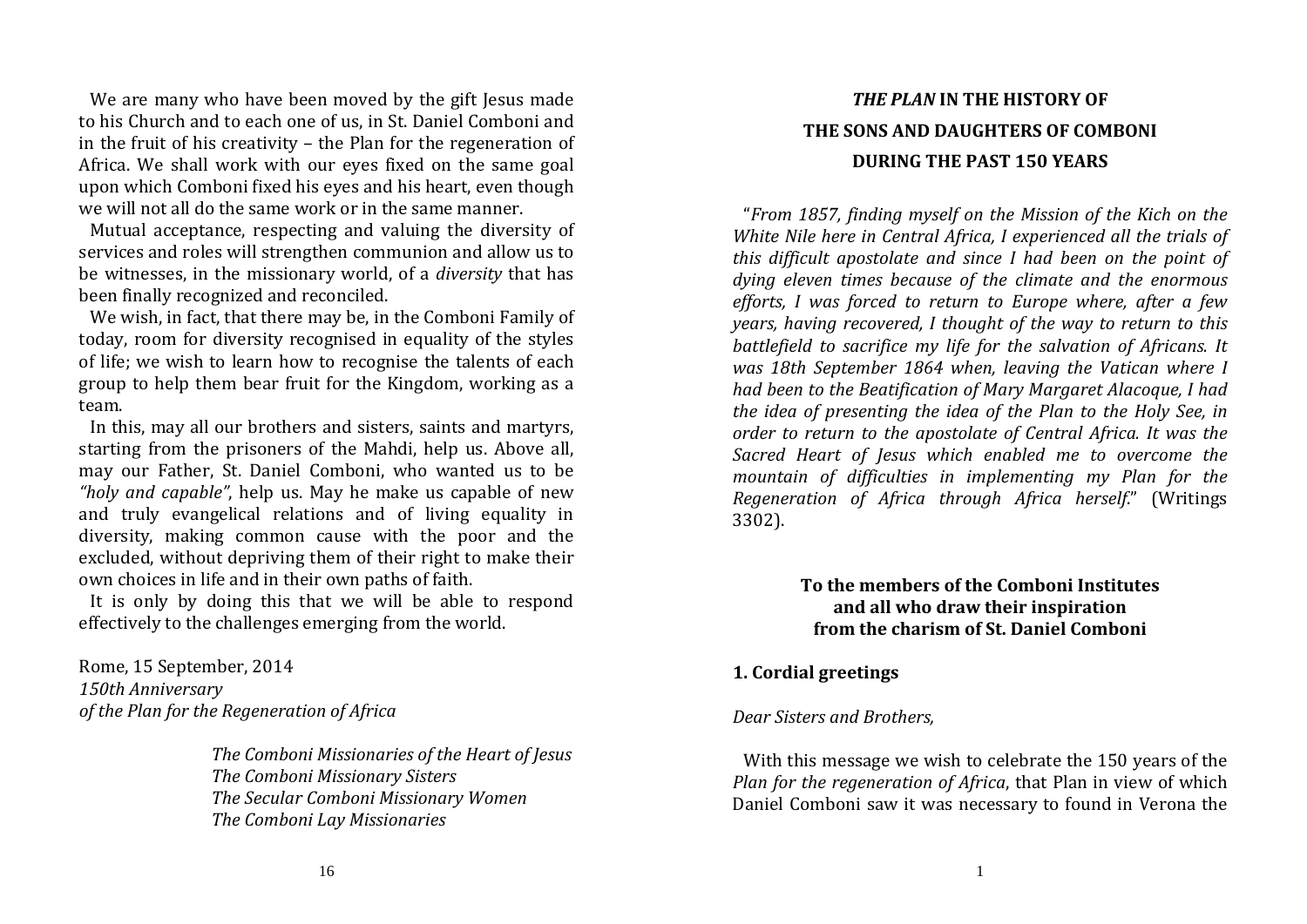We are many who have been moved by the gift Jesus made to his Church and to each one of us, in St. Daniel Comboni and in the fruit of his creativity – the Plan for the regeneration of Africa. We shall work with our eyes fixed on the same goal upon which Comboni fixed his eyes and his heart, even though we will not all do the same work or in the same manner.

Mutual acceptance, respecting and valuing the diversity of services and roles will strengthen communion and allow us to be witnesses, in the missionary world, of a *diversity* that has been finally recognized and reconciled.

We wish, in fact, that there may be, in the Comboni Family of today, room for diversity recognised in equality of the styles of life; we wish to learn how to recognise the talents of each group to help them bear fruit for the Kingdom, working as a team.

In this, may all our brothers and sisters, saints and martyrs, starting from the prisoners of the Mahdi, help us. Above all, may our Father, St. Daniel Comboni, who wanted us to be *"holy and capable"*, help us. May he make us capable of new and truly evangelical relations and of living equality in diversity, making common cause with the poor and the excluded, without depriving them of their right to make their own choices in life and in their own paths of faith.

It is only by doing this that we will be able to respond effectively to the challenges emerging from the world.

Rome, 15 September, 2014
*150th Anniversary*
*of the Plan for the Regeneration of Africa*

*The Comboni Missionaries of the Heart of Jesus*
*The Comboni Missionary Sisters*
*The Secular Comboni Missionary Women*
*The Comboni Lay Missionaries*

# ***THE PLAN* IN THE HISTORY OF THE SONS AND DAUGHTERS OF COMBONI DURING THE PAST 150 YEARS**

"*From 1857, finding myself on the Mission of the Kich on the White Nile here in Central Africa, I experienced all the trials of this difficult apostolate and since I had been on the point of dying eleven times because of the climate and the enormous efforts, I was forced to return to Europe where, after a few years, having recovered, I thought of the way to return to this battlefield to sacrifice my life for the salvation of Africans. It was 18th September 1864 when, leaving the Vatican where I had been to the Beatification of Mary Margaret Alacoque, I had the idea of presenting the idea of the Plan to the Holy See, in order to return to the apostolate of Central Africa. It was the Sacred Heart of Jesus which enabled me to overcome the mountain of difficulties in implementing my Plan for the Regeneration of Africa through Africa herself.*" (Writings 3302).

**To the members of the Comboni Institutes and all who draw their inspiration from the charism of St. Daniel Comboni**

## 1. Cordial greetings

*Dear Sisters and Brothers,*

With this message we wish to celebrate the 150 years of the *Plan for the regeneration of Africa*, that Plan in view of which Daniel Comboni saw it was necessary to found in Verona the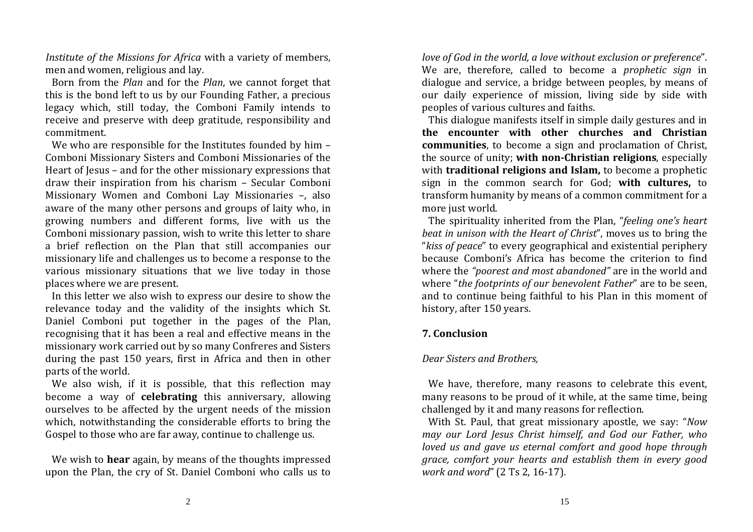*Institute of the Missions for Africa* with a variety of members, men and women, religious and lay.

Born from the *Plan* and for the *Plan*, we cannot forget that this is the bond left to us by our Founding Father, a precious legacy which, still today, the Comboni Family intends to receive and preserve with deep gratitude, responsibility and commitment.

We who are responsible for the Institutes founded by him – Comboni Missionary Sisters and Comboni Missionaries of the Heart of Jesus – and for the other missionary expressions that draw their inspiration from his charism – Secular Comboni Missionary Women and Comboni Lay Missionaries –, also aware of the many other persons and groups of laity who, in growing numbers and different forms, live with us the Comboni missionary passion, wish to write this letter to share a brief reflection on the Plan that still accompanies our missionary life and challenges us to become a response to the various missionary situations that we live today in those places where we are present.

In this letter we also wish to express our desire to show the relevance today and the validity of the insights which St. Daniel Comboni put together in the pages of the Plan, recognising that it has been a real and effective means in the missionary work carried out by so many Confreres and Sisters during the past 150 years, first in Africa and then in other parts of the world.

We also wish, if it is possible, that this reflection may become a way of **celebrating** this anniversary, allowing ourselves to be affected by the urgent needs of the mission which, notwithstanding the considerable efforts to bring the Gospel to those who are far away, continue to challenge us.

We wish to **hear** again, by means of the thoughts impressed upon the Plan, the cry of St. Daniel Comboni who calls us to

*love of God in the world, a love without exclusion or preference*". We are, therefore, called to become a *prophetic sign* in dialogue and service, a bridge between peoples, by means of our daily experience of mission, living side by side with peoples of various cultures and faiths.

This dialogue manifests itself in simple daily gestures and in **the encounter with other churches and Christian communities**, to become a sign and proclamation of Christ, the source of unity; **with non-Christian religions**, especially with **traditional religions and Islam,** to become a prophetic sign in the common search for God; **with cultures,** to transform humanity by means of a common commitment for a more just world.

The spirituality inherited from the Plan, "*feeling one's heart beat in unison with the Heart of Christ*", moves us to bring the "*kiss of peace*" to every geographical and existential periphery because Comboni's Africa has become the criterion to find where the *"poorest and most abandoned"* are in the world and where "*the footprints of our benevolent Father*" are to be seen, and to continue being faithful to his Plan in this moment of history, after 150 years.

### 7. Conclusion

*Dear Sisters and Brothers,*

We have, therefore, many reasons to celebrate this event, many reasons to be proud of it while, at the same time, being challenged by it and many reasons for reflection.

With St. Paul, that great missionary apostle, we say: "*Now may our Lord Jesus Christ himself, and God our Father, who loved us and gave us eternal comfort and good hope through grace, comfort your hearts and establish them in every good work and word*" (2 Ts 2, 16-17).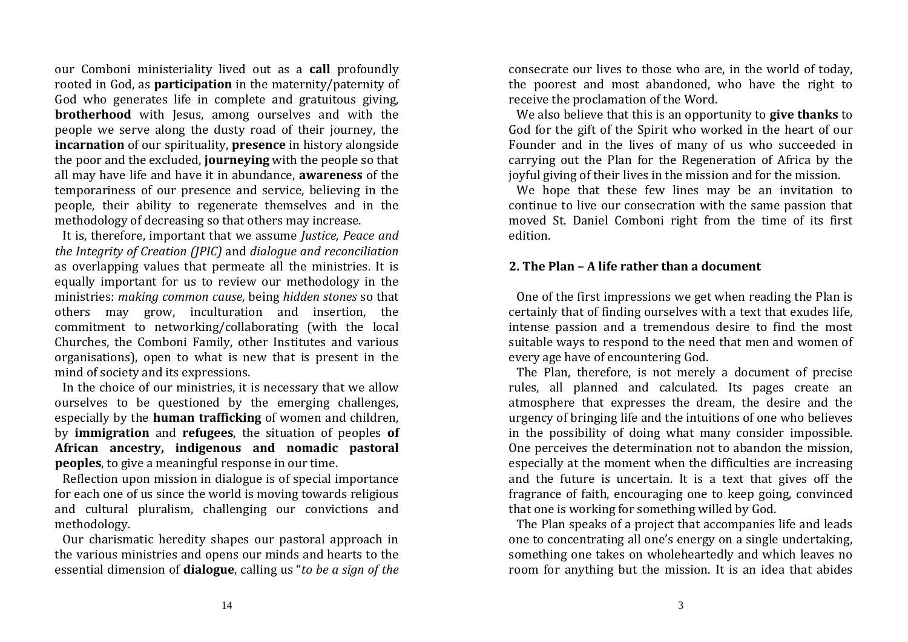our Comboni ministeriality lived out as a **call** profoundly rooted in God, as **participation** in the maternity/paternity of God who generates life in complete and gratuitous giving, **brotherhood** with Jesus, among ourselves and with the people we serve along the dusty road of their journey, the **incarnation** of our spirituality, **presence** in history alongside the poor and the excluded, **journeying** with the people so that all may have life and have it in abundance, **awareness** of the temporariness of our presence and service, believing in the people, their ability to regenerate themselves and in the methodology of decreasing so that others may increase.

It is, therefore, important that we assume *Justice, Peace and the Integrity of Creation (JPIC)* and *dialogue and reconciliation* as overlapping values that permeate all the ministries. It is equally important for us to review our methodology in the ministries: *making common cause*, being *hidden stones* so that others may grow, inculturation and insertion, the commitment to networking/collaborating (with the local Churches, the Comboni Family, other Institutes and various organisations), open to what is new that is present in the mind of society and its expressions.

In the choice of our ministries, it is necessary that we allow ourselves to be questioned by the emerging challenges, especially by the **human trafficking** of women and children, by **immigration** and **refugees**, the situation of peoples **of African ancestry, indigenous and nomadic pastoral peoples**, to give a meaningful response in our time.

Reflection upon mission in dialogue is of special importance for each one of us since the world is moving towards religious and cultural pluralism, challenging our convictions and methodology.

Our charismatic heredity shapes our pastoral approach in the various ministries and opens our minds and hearts to the essential dimension of **dialogue**, calling us "*to be a sign of the*

consecrate our lives to those who are, in the world of today, the poorest and most abandoned, who have the right to receive the proclamation of the Word.

We also believe that this is an opportunity to **give thanks** to God for the gift of the Spirit who worked in the heart of our Founder and in the lives of many of us who succeeded in carrying out the Plan for the Regeneration of Africa by the joyful giving of their lives in the mission and for the mission.

We hope that these few lines may be an invitation to continue to live our consecration with the same passion that moved St. Daniel Comboni right from the time of its first edition.

## 2. The Plan – A life rather than a document

One of the first impressions we get when reading the Plan is certainly that of finding ourselves with a text that exudes life, intense passion and a tremendous desire to find the most suitable ways to respond to the need that men and women of every age have of encountering God.

The Plan, therefore, is not merely a document of precise rules, all planned and calculated. Its pages create an atmosphere that expresses the dream, the desire and the urgency of bringing life and the intuitions of one who believes in the possibility of doing what many consider impossible. One perceives the determination not to abandon the mission, especially at the moment when the difficulties are increasing and the future is uncertain. It is a text that gives off the fragrance of faith, encouraging one to keep going, convinced that one is working for something willed by God.

The Plan speaks of a project that accompanies life and leads one to concentrating all one's energy on a single undertaking, something one takes on wholeheartedly and which leaves no room for anything but the mission. It is an idea that abides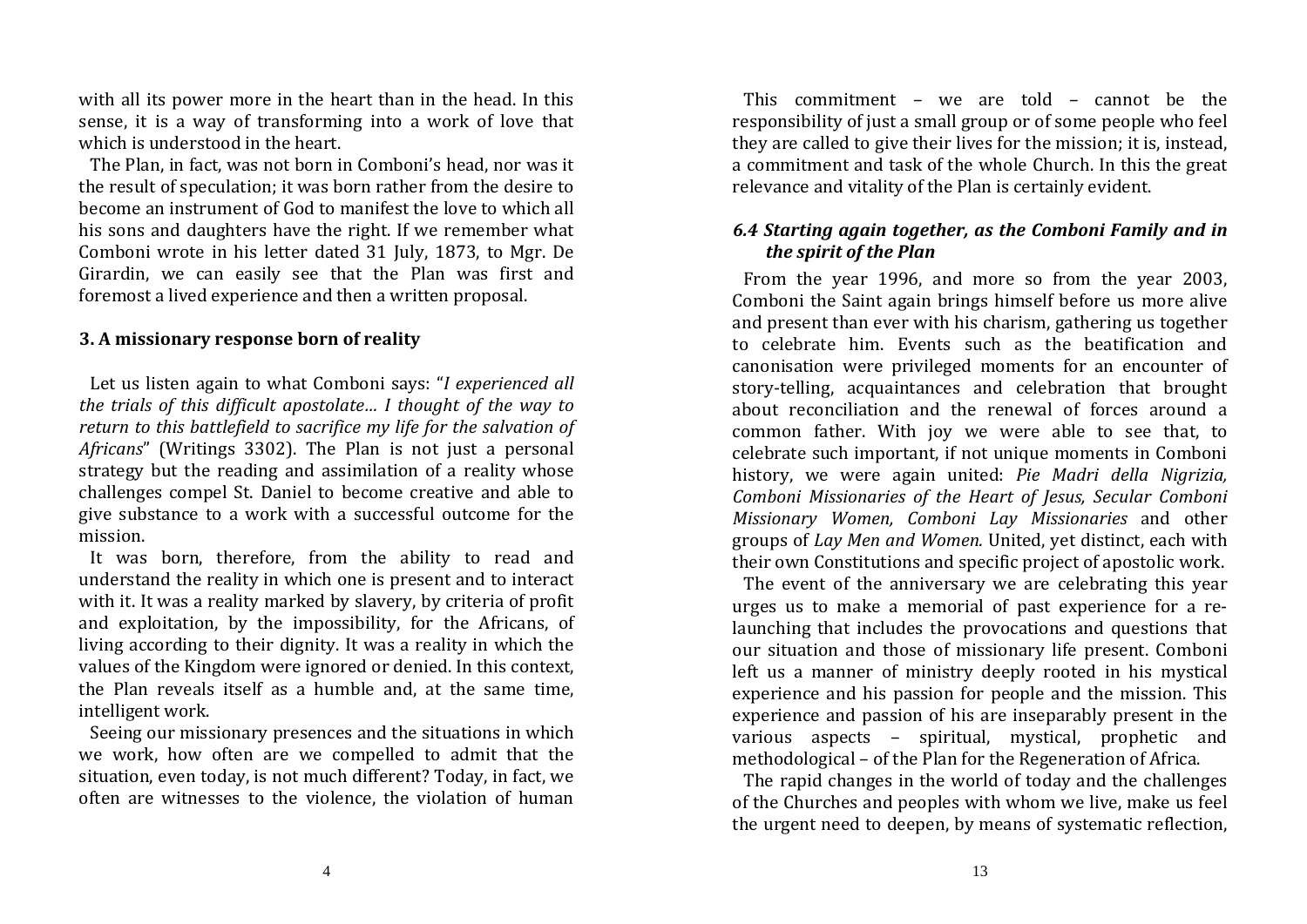with all its power more in the heart than in the head. In this sense, it is a way of transforming into a work of love that which is understood in the heart.

The Plan, in fact, was not born in Comboni's head, nor was it the result of speculation; it was born rather from the desire to become an instrument of God to manifest the love to which all his sons and daughters have the right. If we remember what Comboni wrote in his letter dated 31 July, 1873, to Mgr. De Girardin, we can easily see that the Plan was first and foremost a lived experience and then a written proposal.

## 3. A missionary response born of reality

Let us listen again to what Comboni says: "*I experienced all the trials of this difficult apostolate... I thought of the way to return to this battlefield to sacrifice my life for the salvation of Africans*" (Writings 3302). The Plan is not just a personal strategy but the reading and assimilation of a reality whose challenges compel St. Daniel to become creative and able to give substance to a work with a successful outcome for the mission.

It was born, therefore, from the ability to read and understand the reality in which one is present and to interact with it. It was a reality marked by slavery, by criteria of profit and exploitation, by the impossibility, for the Africans, of living according to their dignity. It was a reality in which the values of the Kingdom were ignored or denied. In this context, the Plan reveals itself as a humble and, at the same time, intelligent work.

Seeing our missionary presences and the situations in which we work, how often are we compelled to admit that the situation, even today, is not much different? Today, in fact, we often are witnesses to the violence, the violation of human

This commitment – we are told – cannot be the responsibility of just a small group or of some people who feel they are called to give their lives for the mission; it is, instead, a commitment and task of the whole Church. In this the great relevance and vitality of the Plan is certainly evident.

### *6.4 Starting again together, as the Comboni Family and in the spirit of the Plan*

From the year 1996, and more so from the year 2003, Comboni the Saint again brings himself before us more alive and present than ever with his charism, gathering us together to celebrate him. Events such as the beatification and canonisation were privileged moments for an encounter of story-telling, acquaintances and celebration that brought about reconciliation and the renewal of forces around a common father. With joy we were able to see that, to celebrate such important, if not unique moments in Comboni history, we were again united: *Pie Madri della Nigrizia, Comboni Missionaries of the Heart of Jesus, Secular Comboni Missionary Women, Comboni Lay Missionaries* and other groups of *Lay Men and Women.* United, yet distinct, each with their own Constitutions and specific project of apostolic work.

The event of the anniversary we are celebrating this year urges us to make a memorial of past experience for a re-launching that includes the provocations and questions that our situation and those of missionary life present. Comboni left us a manner of ministry deeply rooted in his mystical experience and his passion for people and the mission. This experience and passion of his are inseparably present in the various aspects – spiritual, mystical, prophetic and methodological – of the Plan for the Regeneration of Africa.

The rapid changes in the world of today and the challenges of the Churches and peoples with whom we live, make us feel the urgent need to deepen, by means of systematic reflection,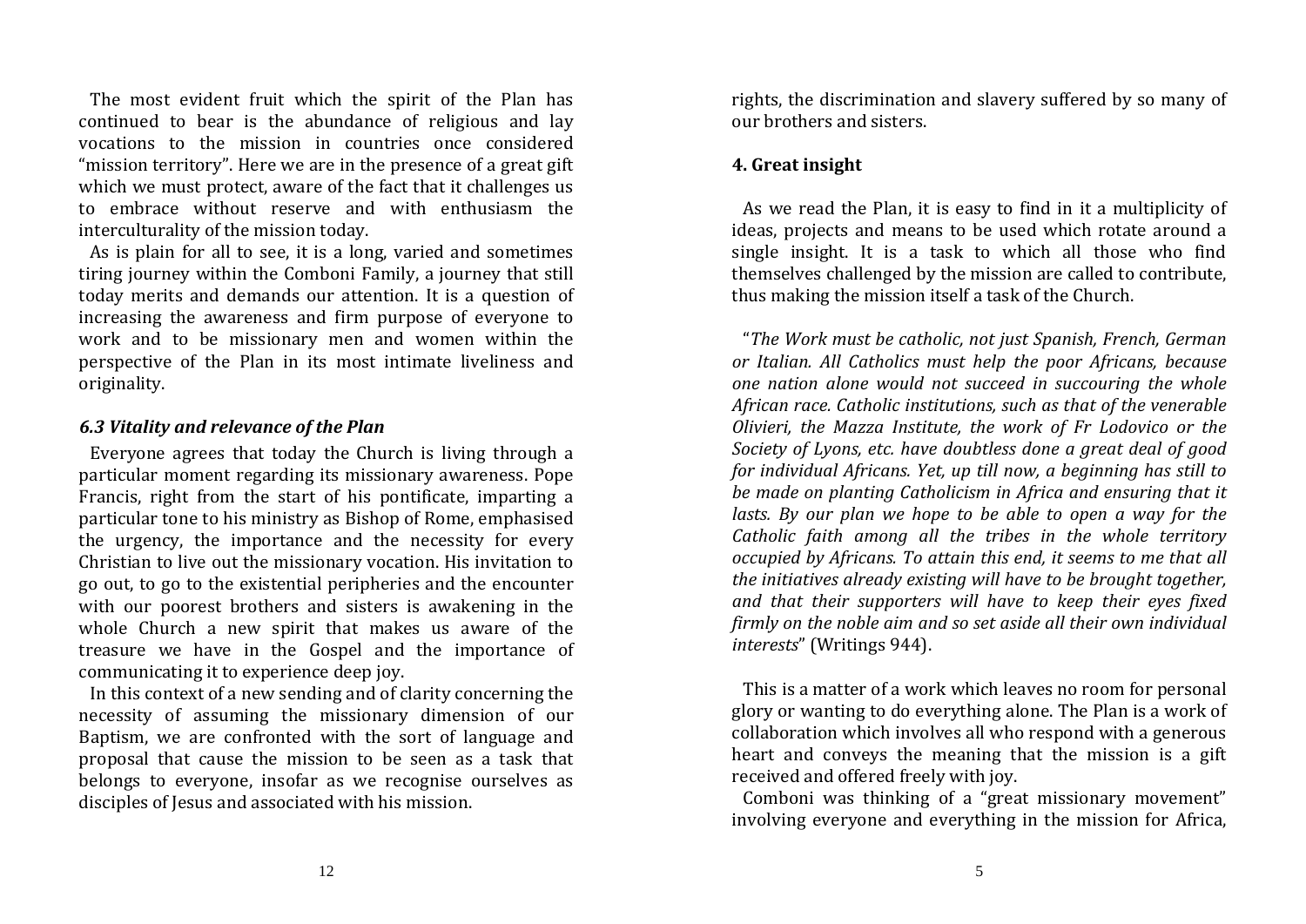The most evident fruit which the spirit of the Plan has continued to bear is the abundance of religious and lay vocations to the mission in countries once considered "mission territory". Here we are in the presence of a great gift which we must protect, aware of the fact that it challenges us to embrace without reserve and with enthusiasm the interculturality of the mission today.

As is plain for all to see, it is a long, varied and sometimes tiring journey within the Comboni Family, a journey that still today merits and demands our attention. It is a question of increasing the awareness and firm purpose of everyone to work and to be missionary men and women within the perspective of the Plan in its most intimate liveliness and originality.

### *6.3 Vitality and relevance of the Plan*

Everyone agrees that today the Church is living through a particular moment regarding its missionary awareness. Pope Francis, right from the start of his pontificate, imparting a particular tone to his ministry as Bishop of Rome, emphasised the urgency, the importance and the necessity for every Christian to live out the missionary vocation. His invitation to go out, to go to the existential peripheries and the encounter with our poorest brothers and sisters is awakening in the whole Church a new spirit that makes us aware of the treasure we have in the Gospel and the importance of communicating it to experience deep joy.

In this context of a new sending and of clarity concerning the necessity of assuming the missionary dimension of our Baptism, we are confronted with the sort of language and proposal that cause the mission to be seen as a task that belongs to everyone, insofar as we recognise ourselves as disciples of Jesus and associated with his mission.

rights, the discrimination and slavery suffered by so many of our brothers and sisters.

### 4. Great insight

As we read the Plan, it is easy to find in it a multiplicity of ideas, projects and means to be used which rotate around a single insight. It is a task to which all those who find themselves challenged by the mission are called to contribute, thus making the mission itself a task of the Church.

"*The Work must be catholic, not just Spanish, French, German or Italian. All Catholics must help the poor Africans, because one nation alone would not succeed in succouring the whole African race. Catholic institutions, such as that of the venerable Olivieri, the Mazza Institute, the work of Fr Lodovico or the Society of Lyons, etc. have doubtless done a great deal of good for individual Africans. Yet, up till now, a beginning has still to be made on planting Catholicism in Africa and ensuring that it lasts. By our plan we hope to be able to open a way for the Catholic faith among all the tribes in the whole territory occupied by Africans. To attain this end, it seems to me that all the initiatives already existing will have to be brought together, and that their supporters will have to keep their eyes fixed firmly on the noble aim and so set aside all their own individual interests*" (Writings 944).

This is a matter of a work which leaves no room for personal glory or wanting to do everything alone. The Plan is a work of collaboration which involves all who respond with a generous heart and conveys the meaning that the mission is a gift received and offered freely with joy.

Comboni was thinking of a "great missionary movement" involving everyone and everything in the mission for Africa,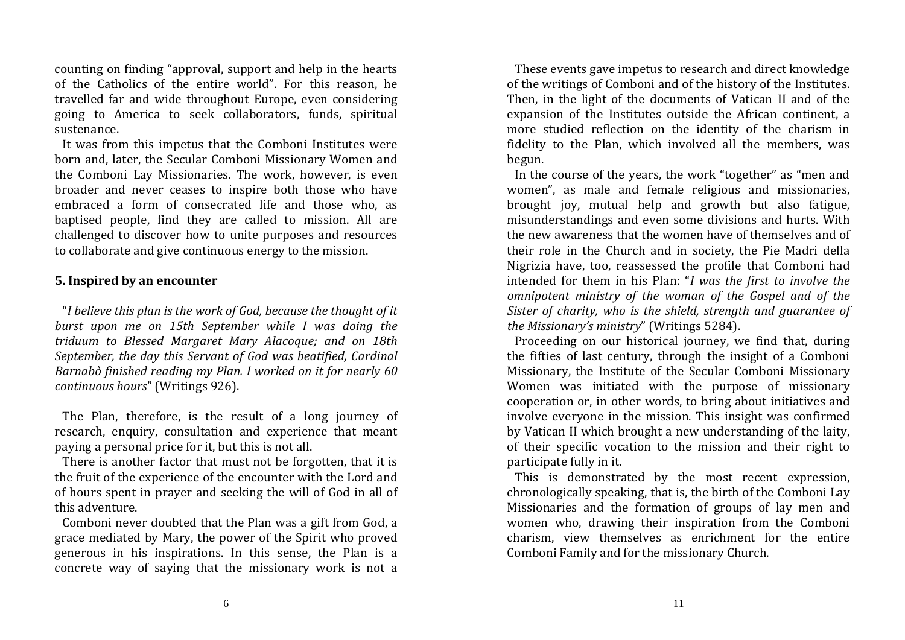counting on finding "approval, support and help in the hearts of the Catholics of the entire world". For this reason, he travelled far and wide throughout Europe, even considering going to America to seek collaborators, funds, spiritual sustenance.

It was from this impetus that the Comboni Institutes were born and, later, the Secular Comboni Missionary Women and the Comboni Lay Missionaries. The work, however, is even broader and never ceases to inspire both those who have embraced a form of consecrated life and those who, as baptised people, find they are called to mission. All are challenged to discover how to unite purposes and resources to collaborate and give continuous energy to the mission.

### 5. Inspired by an encounter

"*I believe this plan is the work of God, because the thought of it burst upon me on 15th September while I was doing the triduum to Blessed Margaret Mary Alacoque; and on 18th September, the day this Servant of God was beatified, Cardinal Barnabò finished reading my Plan. I worked on it for nearly 60 continuous hours*" (Writings 926).

The Plan, therefore, is the result of a long journey of research, enquiry, consultation and experience that meant paying a personal price for it, but this is not all.

There is another factor that must not be forgotten, that it is the fruit of the experience of the encounter with the Lord and of hours spent in prayer and seeking the will of God in all of this adventure.

Comboni never doubted that the Plan was a gift from God, a grace mediated by Mary, the power of the Spirit who proved generous in his inspirations. In this sense, the Plan is a concrete way of saying that the missionary work is not a

These events gave impetus to research and direct knowledge of the writings of Comboni and of the history of the Institutes. Then, in the light of the documents of Vatican II and of the expansion of the Institutes outside the African continent, a more studied reflection on the identity of the charism in fidelity to the Plan, which involved all the members, was begun.

In the course of the years, the work "together" as "men and women", as male and female religious and missionaries, brought joy, mutual help and growth but also fatigue, misunderstandings and even some divisions and hurts. With the new awareness that the women have of themselves and of their role in the Church and in society, the Pie Madri della Nigrizia have, too, reassessed the profile that Comboni had intended for them in his Plan: "*I was the first to involve the omnipotent ministry of the woman of the Gospel and of the Sister of charity, who is the shield, strength and guarantee of the Missionary's ministry*" (Writings 5284).

Proceeding on our historical journey, we find that, during the fifties of last century, through the insight of a Comboni Missionary, the Institute of the Secular Comboni Missionary Women was initiated with the purpose of missionary cooperation or, in other words, to bring about initiatives and involve everyone in the mission. This insight was confirmed by Vatican II which brought a new understanding of the laity, of their specific vocation to the mission and their right to participate fully in it.

This is demonstrated by the most recent expression, chronologically speaking, that is, the birth of the Comboni Lay Missionaries and the formation of groups of lay men and women who, drawing their inspiration from the Comboni charism, view themselves as enrichment for the entire Comboni Family and for the missionary Church.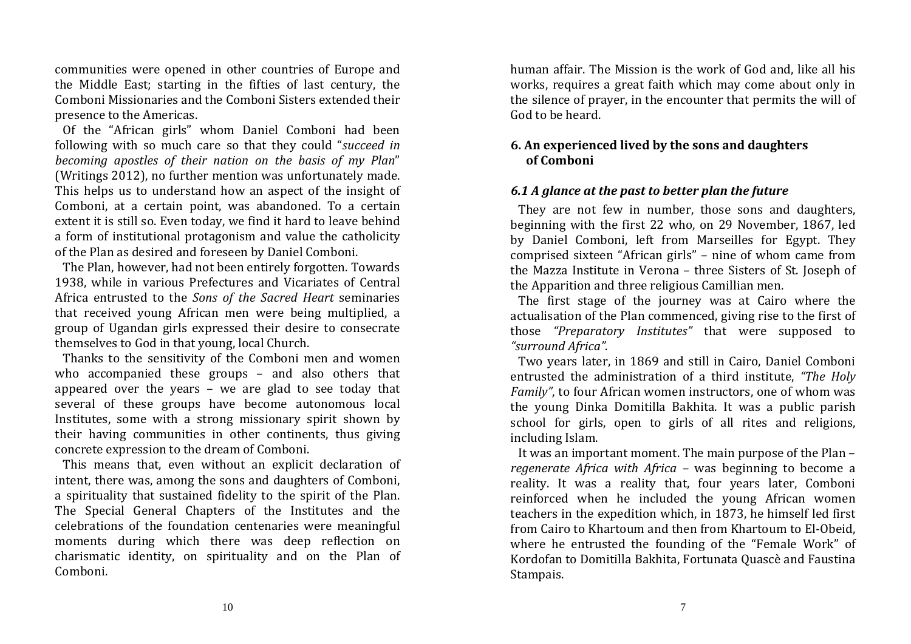communities were opened in other countries of Europe and the Middle East; starting in the fifties of last century, the Comboni Missionaries and the Comboni Sisters extended their presence to the Americas.

Of the "African girls" whom Daniel Comboni had been following with so much care so that they could "*succeed in becoming apostles of their nation on the basis of my Plan*" (Writings 2012), no further mention was unfortunately made. This helps us to understand how an aspect of the insight of Comboni, at a certain point, was abandoned. To a certain extent it is still so. Even today, we find it hard to leave behind a form of institutional protagonism and value the catholicity of the Plan as desired and foreseen by Daniel Comboni.

The Plan, however, had not been entirely forgotten. Towards 1938, while in various Prefectures and Vicariates of Central Africa entrusted to the *Sons of the Sacred Heart* seminaries that received young African men were being multiplied, a group of Ugandan girls expressed their desire to consecrate themselves to God in that young, local Church.

Thanks to the sensitivity of the Comboni men and women who accompanied these groups – and also others that appeared over the years – we are glad to see today that several of these groups have become autonomous local Institutes, some with a strong missionary spirit shown by their having communities in other continents, thus giving concrete expression to the dream of Comboni.

This means that, even without an explicit declaration of intent, there was, among the sons and daughters of Comboni, a spirituality that sustained fidelity to the spirit of the Plan. The Special General Chapters of the Institutes and the celebrations of the foundation centenaries were meaningful moments during which there was deep reflection on charismatic identity, on spirituality and on the Plan of Comboni.

human affair. The Mission is the work of God and, like all his works, requires a great faith which may come about only in the silence of prayer, in the encounter that permits the will of God to be heard.

## 6. An experienced lived by the sons and daughters of Comboni

### *6.1 A glance at the past to better plan the future*

They are not few in number, those sons and daughters, beginning with the first 22 who, on 29 November, 1867, led by Daniel Comboni, left from Marseilles for Egypt. They comprised sixteen "African girls" – nine of whom came from the Mazza Institute in Verona – three Sisters of St. Joseph of the Apparition and three religious Camillian men.

The first stage of the journey was at Cairo where the actualisation of the Plan commenced, giving rise to the first of those *"Preparatory Institutes"* that were supposed to *"surround Africa"*.

Two years later, in 1869 and still in Cairo, Daniel Comboni entrusted the administration of a third institute, *"The Holy Family"*, to four African women instructors, one of whom was the young Dinka Domitilla Bakhita. It was a public parish school for girls, open to girls of all rites and religions, including Islam.

It was an important moment. The main purpose of the Plan – *regenerate Africa with Africa* – was beginning to become a reality. It was a reality that, four years later, Comboni reinforced when he included the young African women teachers in the expedition which, in 1873, he himself led first from Cairo to Khartoum and then from Khartoum to El-Obeid, where he entrusted the founding of the "Female Work" of Kordofan to Domitilla Bakhita, Fortunata Quascè and Faustina Stampais.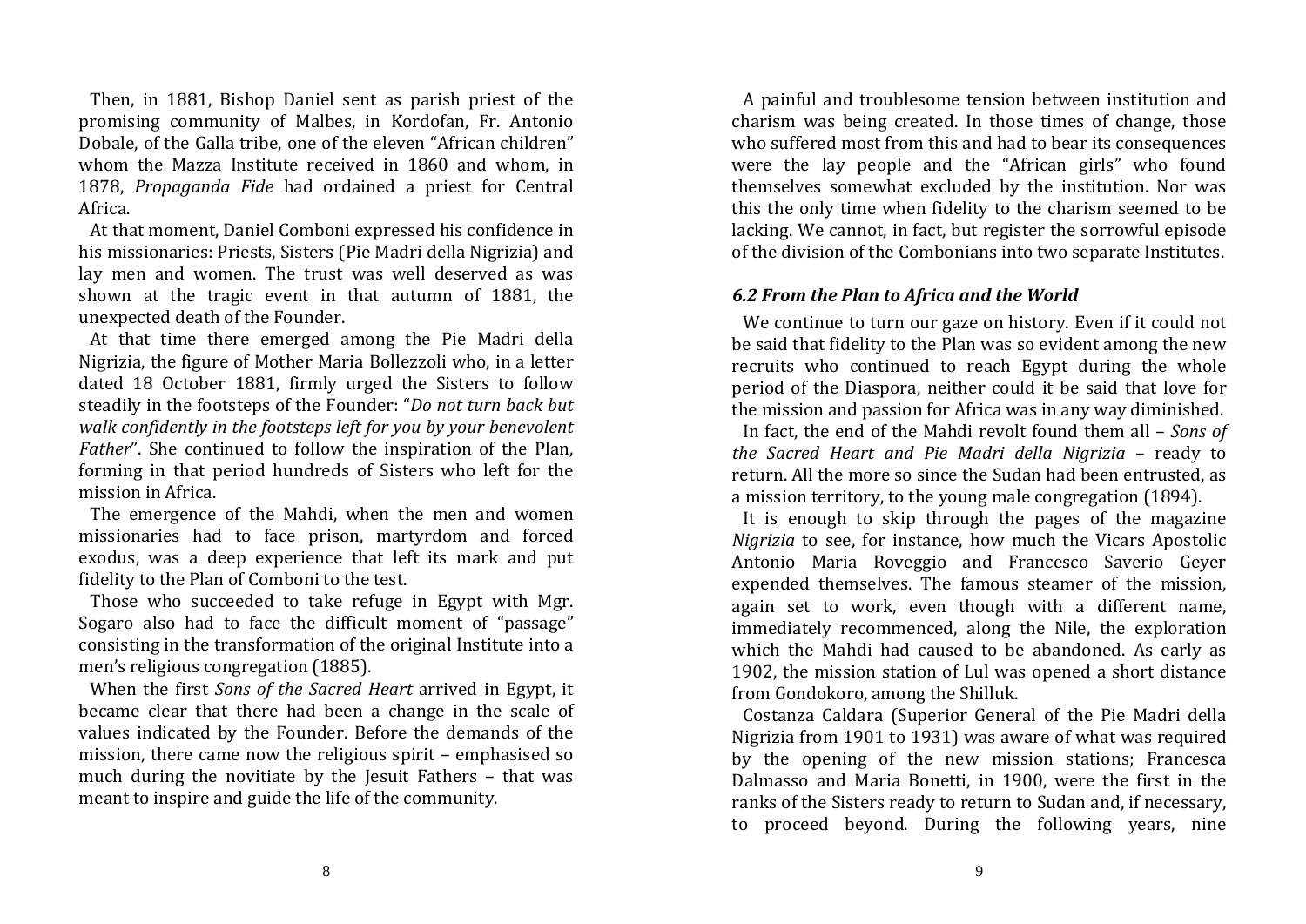Then, in 1881, Bishop Daniel sent as parish priest of the promising community of Malbes, in Kordofan, Fr. Antonio Dobale, of the Galla tribe, one of the eleven "African children" whom the Mazza Institute received in 1860 and whom, in 1878, *Propaganda Fide* had ordained a priest for Central Africa.

At that moment, Daniel Comboni expressed his confidence in his missionaries: Priests, Sisters (Pie Madri della Nigrizia) and lay men and women. The trust was well deserved as was shown at the tragic event in that autumn of 1881, the unexpected death of the Founder.

At that time there emerged among the Pie Madri della Nigrizia, the figure of Mother Maria Bollezzoli who, in a letter dated 18 October 1881, firmly urged the Sisters to follow steadily in the footsteps of the Founder: "*Do not turn back but walk confidently in the footsteps left for you by your benevolent Father*". She continued to follow the inspiration of the Plan, forming in that period hundreds of Sisters who left for the mission in Africa.

The emergence of the Mahdi, when the men and women missionaries had to face prison, martyrdom and forced exodus, was a deep experience that left its mark and put fidelity to the Plan of Comboni to the test.

Those who succeeded to take refuge in Egypt with Mgr. Sogaro also had to face the difficult moment of "passage" consisting in the transformation of the original Institute into a men's religious congregation (1885).

When the first *Sons of the Sacred Heart* arrived in Egypt, it became clear that there had been a change in the scale of values indicated by the Founder. Before the demands of the mission, there came now the religious spirit – emphasised so much during the novitiate by the Jesuit Fathers – that was meant to inspire and guide the life of the community.

A painful and troublesome tension between institution and charism was being created. In those times of change, those who suffered most from this and had to bear its consequences were the lay people and the "African girls" who found themselves somewhat excluded by the institution. Nor was this the only time when fidelity to the charism seemed to be lacking. We cannot, in fact, but register the sorrowful episode of the division of the Combonians into two separate Institutes.

### *6.2 From the Plan to Africa and the World*

We continue to turn our gaze on history. Even if it could not be said that fidelity to the Plan was so evident among the new recruits who continued to reach Egypt during the whole period of the Diaspora, neither could it be said that love for the mission and passion for Africa was in any way diminished.

In fact, the end of the Mahdi revolt found them all – *Sons of the Sacred Heart and Pie Madri della Nigrizia* – ready to return. All the more so since the Sudan had been entrusted, as a mission territory, to the young male congregation (1894).

It is enough to skip through the pages of the magazine *Nigrizia* to see, for instance, how much the Vicars Apostolic Antonio Maria Roveggio and Francesco Saverio Geyer expended themselves. The famous steamer of the mission, again set to work, even though with a different name, immediately recommenced, along the Nile, the exploration which the Mahdi had caused to be abandoned. As early as 1902, the mission station of Lul was opened a short distance from Gondokoro, among the Shilluk.

Costanza Caldara (Superior General of the Pie Madri della Nigrizia from 1901 to 1931) was aware of what was required by the opening of the new mission stations; Francesca Dalmasso and Maria Bonetti, in 1900, were the first in the ranks of the Sisters ready to return to Sudan and, if necessary, to proceed beyond. During the following years, nine